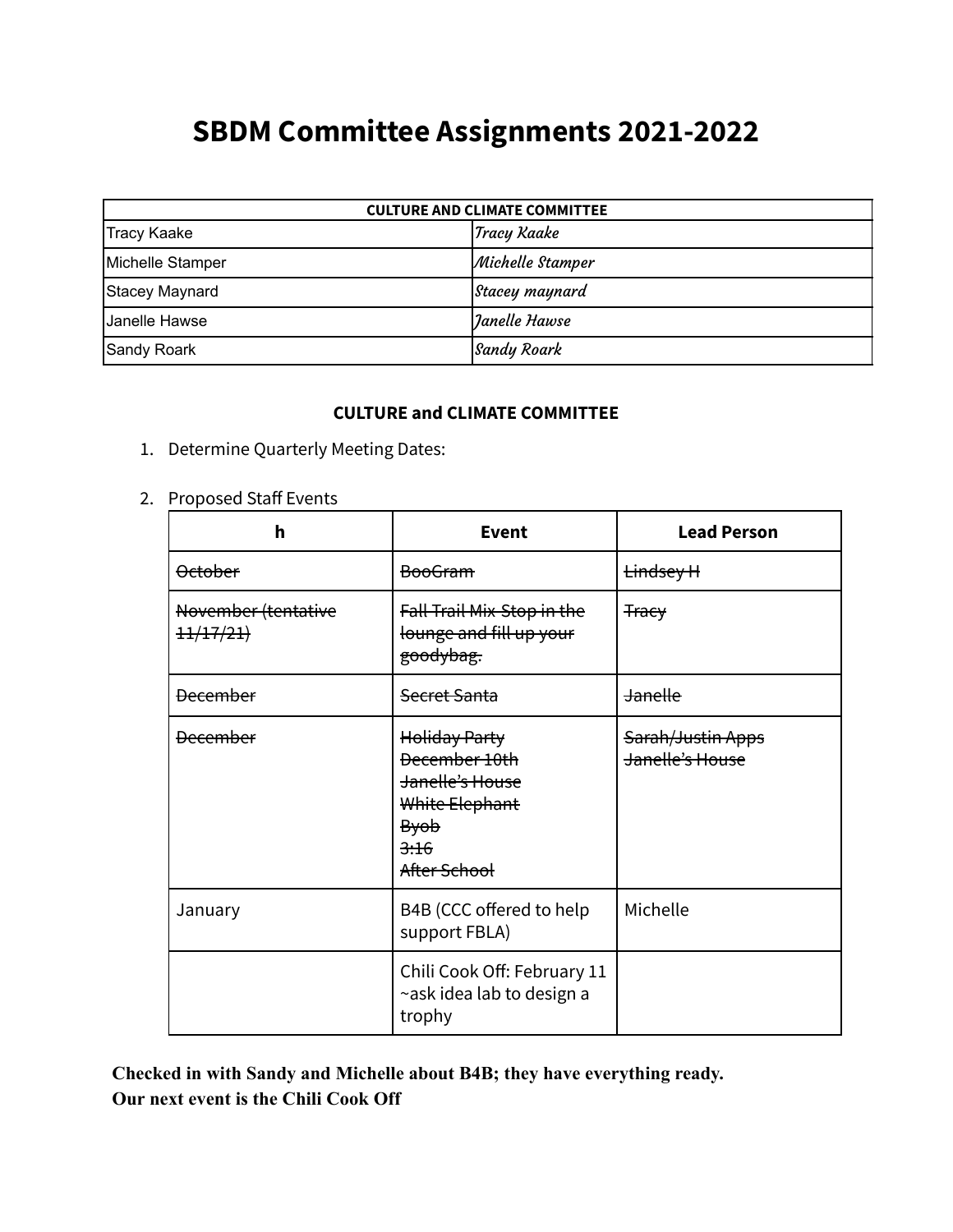# SBDM Committee Assignments 2021-2022

| CULTURE AND CLIMATE COMMITTEE | |
|---|---|
| Tracy Kaake | *Tracy Kaake* |
| Michelle Stamper | *Michelle Stamper* |
| Stacey Maynard | *Stacey maynard* |
| Janelle Hawse | *Janelle Hawse* |
| Sandy Roark | *Sandy Roark* |

**CULTURE and CLIMATE COMMITTEE**

1. Determine Quarterly Meeting Dates:

2. Proposed Staff Events

| h | Event | Lead Person |
|---|---|---|
| ~~October~~ | ~~BooGram~~ | ~~Lindsey H~~ |
| ~~November (tentative 11/17/21)~~ | ~~Fall Trail Mix-Stop in the lounge and fill up your goodybag.~~ | ~~Tracy~~ |
| ~~December~~ | ~~Secret Santa~~ | ~~Janelle~~ |
| ~~December~~ | ~~Holiday Party~~<br>~~December 10th~~<br>~~Janelle's House~~<br>~~White Elephant~~<br>~~Byob~~<br>~~3:16~~<br>~~After School~~ | ~~Sarah/Justin Apps~~<br>~~Janelle's House~~ |
| January | B4B (CCC offered to help support FBLA) | Michelle |
| | Chili Cook Off: February 11 ~ask idea lab to design a trophy | |

**Checked in with Sandy and Michelle about B4B; they have everything ready.**
**Our next event is the Chili Cook Off**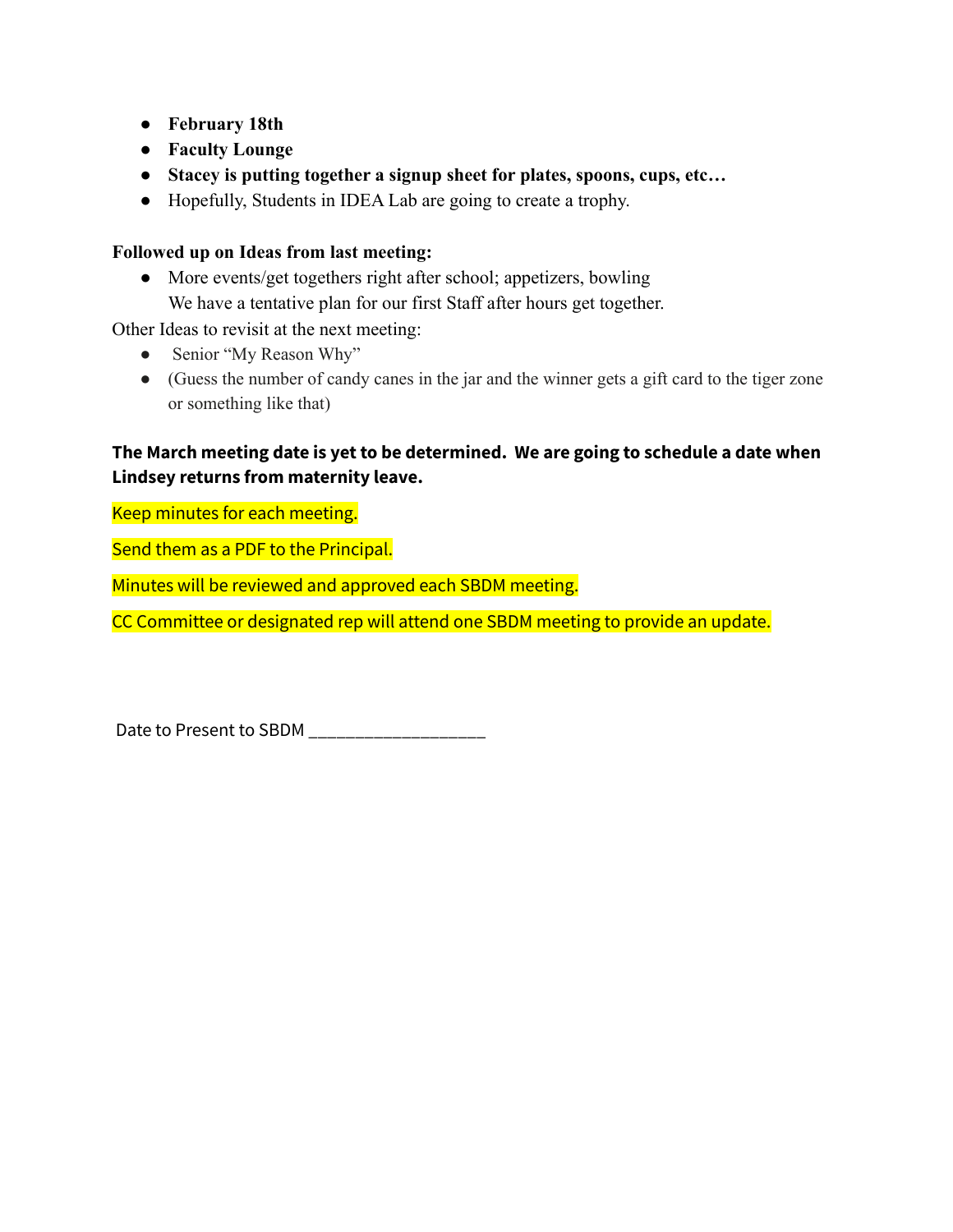- **February 18th**
- **Faculty Lounge**
- **Stacey is putting together a signup sheet for plates, spoons, cups, etc…**
- Hopefully, Students in IDEA Lab are going to create a trophy.

**Followed up on Ideas from last meeting:**

- More events/get togethers right after school; appetizers, bowling
  We have a tentative plan for our first Staff after hours get together.

Other Ideas to revisit at the next meeting:

- Senior "My Reason Why"
- (Guess the number of candy canes in the jar and the winner gets a gift card to the tiger zone or something like that)

**The March meeting date is yet to be determined. We are going to schedule a date when Lindsey returns from maternity leave.**

Keep minutes for each meeting.

Send them as a PDF to the Principal.

Minutes will be reviewed and approved each SBDM meeting.

CC Committee or designated rep will attend one SBDM meeting to provide an update.

Date to Present to SBDM ___________________